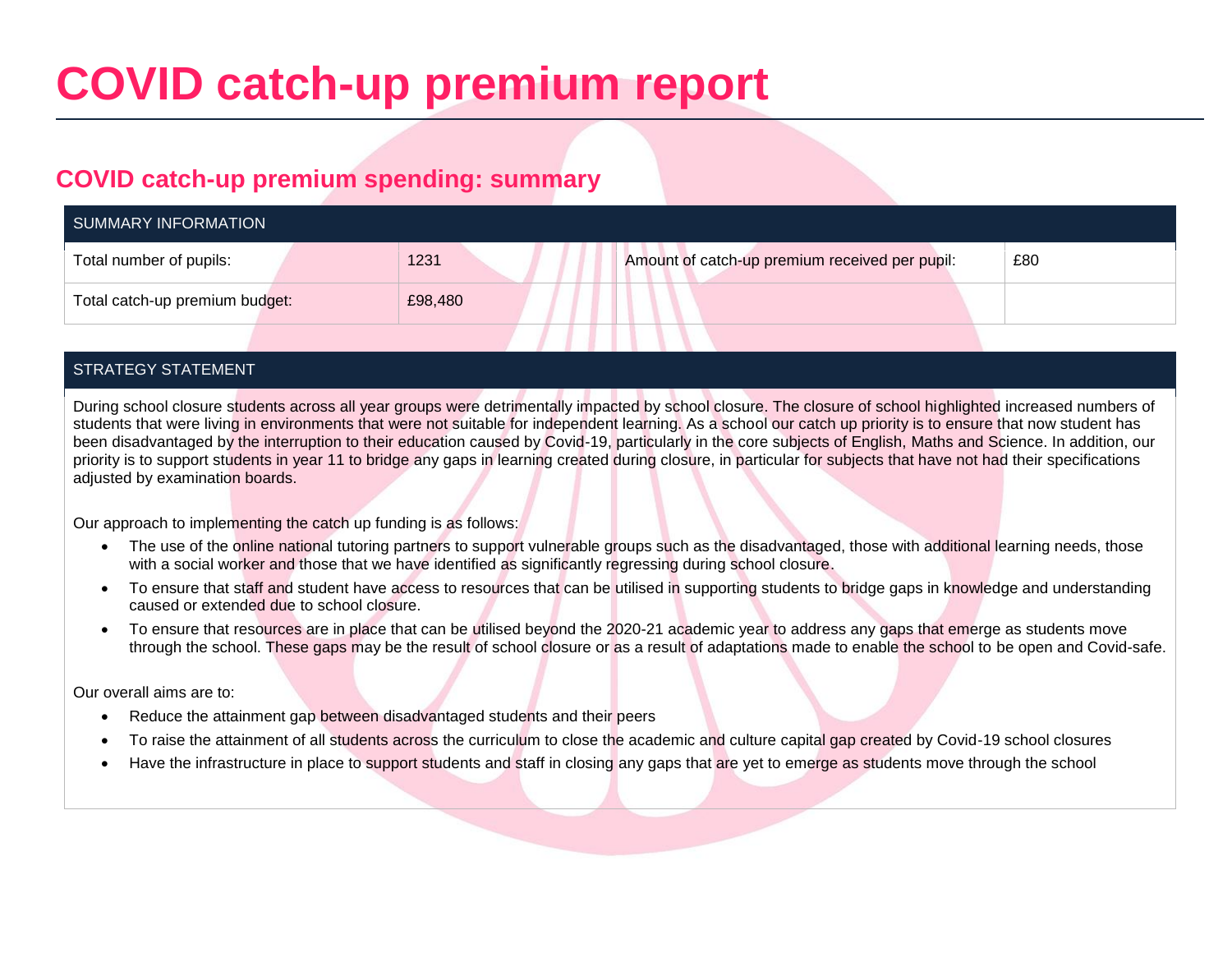# COVID catch-up premium report

## COVID catch-up premium spending: summary

| SUMMARY INFORMATION | | | |
|---|---|---|---|
| Total number of pupils: | 1231 | Amount of catch-up premium received per pupil: | £80 |
| Total catch-up premium budget: | £98,480 | | |

| STRATEGY STATEMENT |
|---|
| During school closure students across all year groups were detrimentally impacted by school closure. The closure of school highlighted increased numbers of students that were living in environments that were not suitable for independent learning. As a school our catch up priority is to ensure that now student has been disadvantaged by the interruption to their education caused by Covid-19, particularly in the core subjects of English, Maths and Science. In addition, our priority is to support students in year 11 to bridge any gaps in learning created during closure, in particular for subjects that have not had their specifications adjusted by examination boards.<br><br>Our approach to implementing the catch up funding is as follows:<br>• The use of the online national tutoring partners to support vulnerable groups such as the disadvantaged, those with additional learning needs, those with a social worker and those that we have identified as significantly regressing during school closure.<br>• To ensure that staff and student have access to resources that can be utilised in supporting students to bridge gaps in knowledge and understanding caused or extended due to school closure.<br>• To ensure that resources are in place that can be utilised beyond the 2020-21 academic year to address any gaps that emerge as students move through the school. These gaps may be the result of school closure or as a result of adaptations made to enable the school to be open and Covid-safe.<br><br>Our overall aims are to:<br>• Reduce the attainment gap between disadvantaged students and their peers<br>• To raise the attainment of all students across the curriculum to close the academic and culture capital gap created by Covid-19 school closures<br>• Have the infrastructure in place to support students and staff in closing any gaps that are yet to emerge as students move through the school |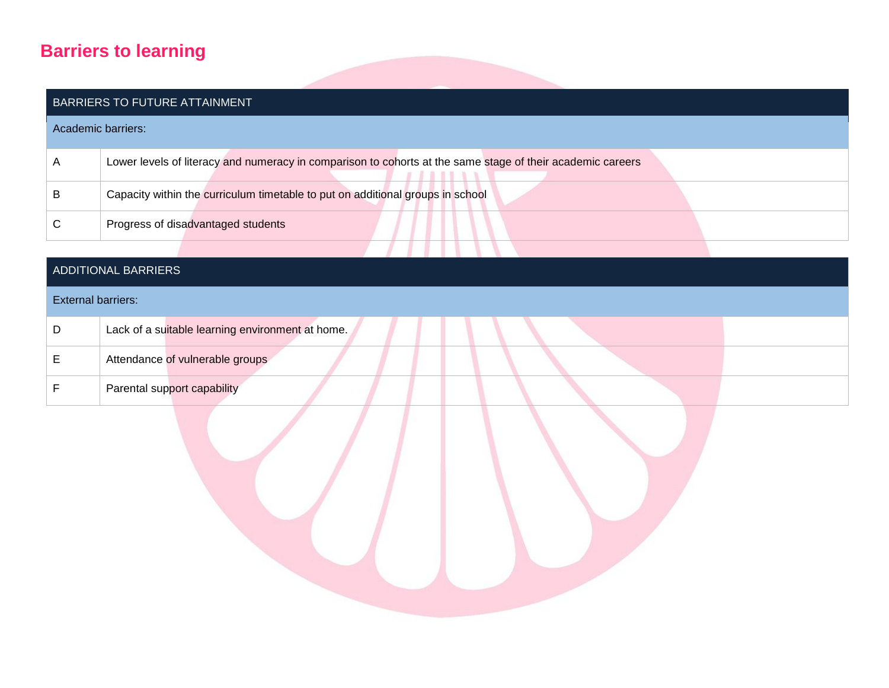## Barriers to learning

| BARRIERS TO FUTURE ATTAINMENT | |
| --- | --- |
| Academic barriers: | |
| A | Lower levels of literacy and numeracy in comparison to cohorts at the same stage of their academic careers |
| B | Capacity within the curriculum timetable to put on additional groups in school |
| C | Progress of disadvantaged students |

| ADDITIONAL BARRIERS | |
| --- | --- |
| External barriers: | |
| D | Lack of a suitable learning environment at home. |
| E | Attendance of vulnerable groups |
| F | Parental support capability |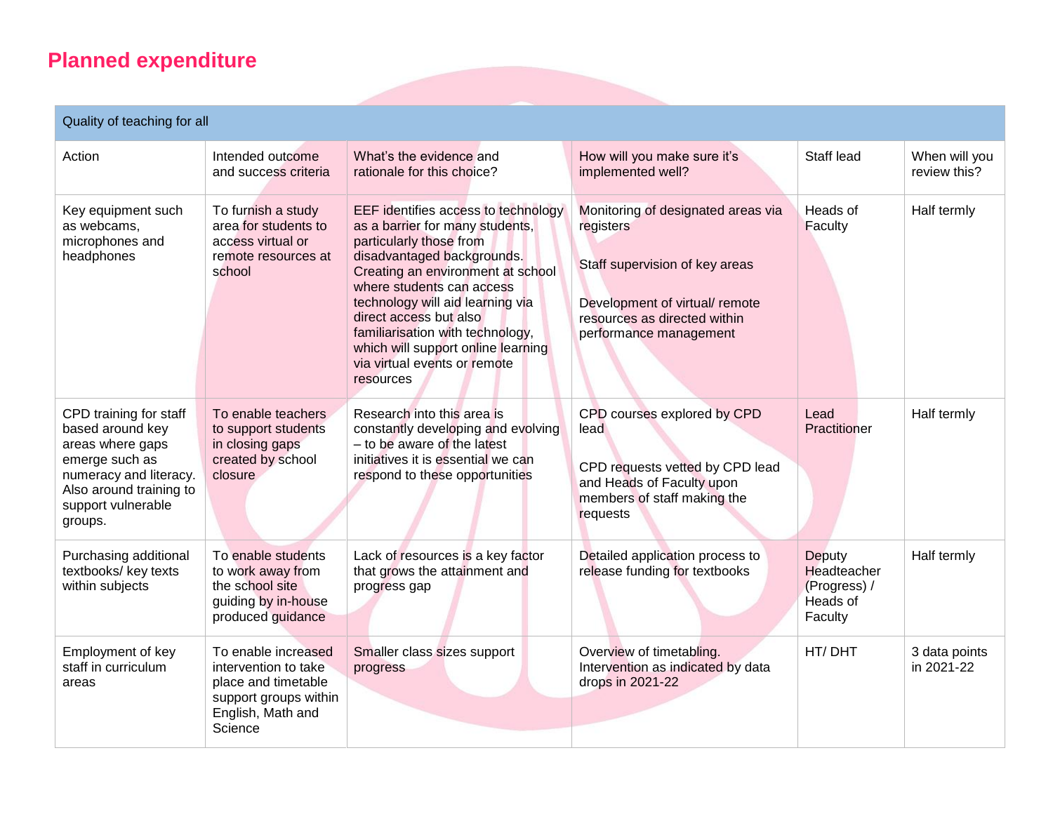## Planned expenditure

| Quality of teaching for all | | | | | |
|---|---|---|---|---|---|
| Action | Intended outcome and success criteria | What's the evidence and rationale for this choice? | How will you make sure it's implemented well? | Staff lead | When will you review this? |
| Key equipment such as webcams, microphones and headphones | To furnish a study area for students to access virtual or remote resources at school | EEF identifies access to technology as a barrier for many students, particularly those from disadvantaged backgrounds. Creating an environment at school where students can access technology will aid learning via direct access but also familiarisation with technology, which will support online learning via virtual events or remote resources | Monitoring of designated areas via registers<br><br>Staff supervision of key areas<br><br>Development of virtual/ remote resources as directed within performance management | Heads of Faculty | Half termly |
| CPD training for staff based around key areas where gaps emerge such as numeracy and literacy. Also around training to support vulnerable groups. | To enable teachers to support students in closing gaps created by school closure | Research into this area is constantly developing and evolving – to be aware of the latest initiatives it is essential we can respond to these opportunities | CPD courses explored by CPD lead<br><br>CPD requests vetted by CPD lead and Heads of Faculty upon members of staff making the requests | Lead Practitioner | Half termly |
| Purchasing additional textbooks/ key texts within subjects | To enable students to work away from the school site guiding by in-house produced guidance | Lack of resources is a key factor that grows the attainment and progress gap | Detailed application process to release funding for textbooks | Deputy Headteacher (Progress) / Heads of Faculty | Half termly |
| Employment of key staff in curriculum areas | To enable increased intervention to take place and timetable support groups within English, Math and Science | Smaller class sizes support progress | Overview of timetabling. Intervention as indicated by data drops in 2021-22 | HT/ DHT | 3 data points in 2021-22 |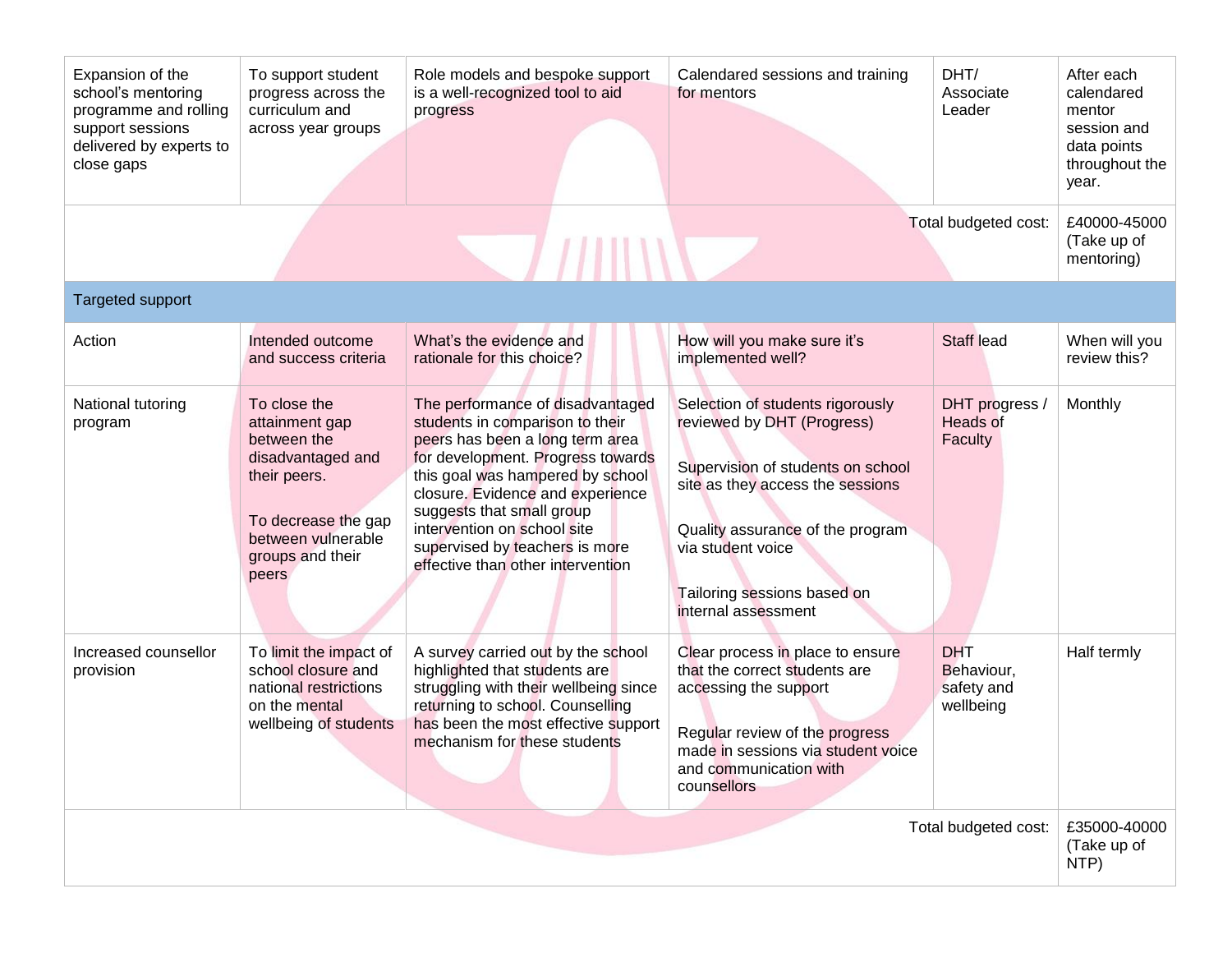| | | | | | |
|---|---|---|---|---|---|
| Expansion of the school's mentoring programme and rolling support sessions delivered by experts to close gaps | To support student progress across the curriculum and across year groups | Role models and bespoke support is a well-recognized tool to aid progress | Calendared sessions and training for mentors | DHT/ Associate Leader | After each calendared mentor session and data points throughout the year. |
| | | | | Total budgeted cost: | £40000-45000 (Take up of mentoring) |
| Targeted support | | | | | |
| Action | Intended outcome and success criteria | What's the evidence and rationale for this choice? | How will you make sure it's implemented well? | Staff lead | When will you review this? |
| National tutoring program | To close the attainment gap between the disadvantaged and their peers.<br><br>To decrease the gap between vulnerable groups and their peers | The performance of disadvantaged students in comparison to their peers has been a long term area for development. Progress towards this goal was hampered by school closure. Evidence and experience suggests that small group intervention on school site supervised by teachers is more effective than other intervention | Selection of students rigorously reviewed by DHT (Progress)<br><br>Supervision of students on school site as they access the sessions<br><br>Quality assurance of the program via student voice<br><br>Tailoring sessions based on internal assessment | DHT progress / Heads of Faculty | Monthly |
| Increased counsellor provision | To limit the impact of school closure and national restrictions on the mental wellbeing of students | A survey carried out by the school highlighted that students are struggling with their wellbeing since returning to school. Counselling has been the most effective support mechanism for these students | Clear process in place to ensure that the correct students are accessing the support<br><br>Regular review of the progress made in sessions via student voice and communication with counsellors | DHT Behaviour, safety and wellbeing | Half termly |
| | | | | Total budgeted cost: | £35000-40000 (Take up of NTP) |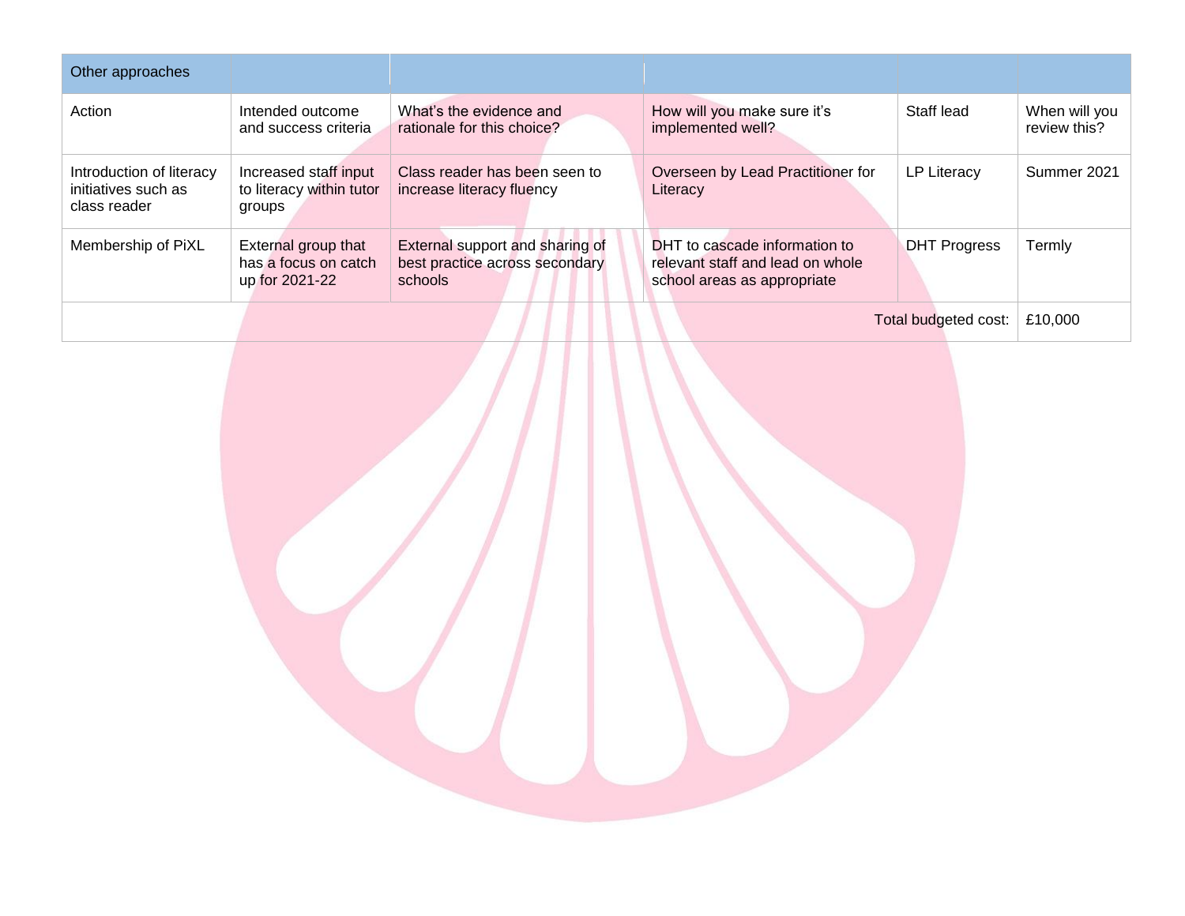| Other approaches | | | | | |
|---|---|---|---|---|---|
| Action | Intended outcome and success criteria | What's the evidence and rationale for this choice? | How will you make sure it's implemented well? | Staff lead | When will you review this? |
| Introduction of literacy initiatives such as class reader | Increased staff input to literacy within tutor groups | Class reader has been seen to increase literacy fluency | Overseen by Lead Practitioner for Literacy | LP Literacy | Summer 2021 |
| Membership of PiXL | External group that has a focus on catch up for 2021-22 | External support and sharing of best practice across secondary schools | DHT to cascade information to relevant staff and lead on whole school areas as appropriate | DHT Progress | Termly |
| | | | | Total budgeted cost: | £10,000 |